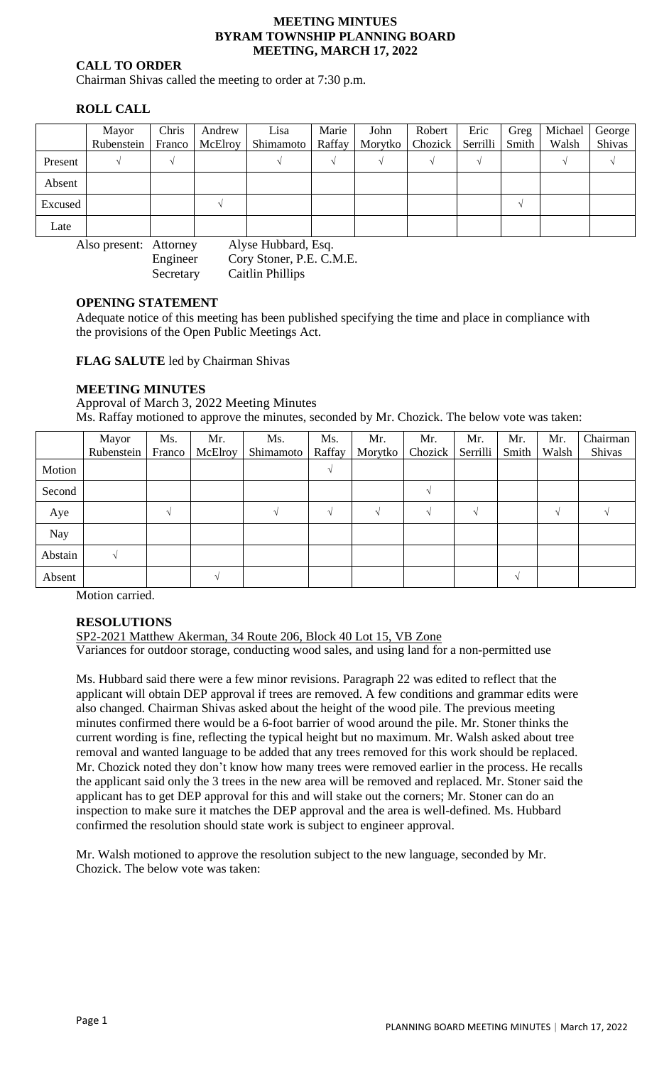# MEETING MINTUES
# BYRAM TOWNSHIP PLANNING BOARD
# MEETING, MARCH 17, 2022

**CALL TO ORDER**

Chairman Shivas called the meeting to order at 7:30 p.m.

**ROLL CALL**

| | Mayor Rubenstein | Chris Franco | Andrew McElroy | Lisa Shimamoto | Marie Raffay | John Morytko | Robert Chozick | Eric Serrilli | Greg Smith | Michael Walsh | George Shivas |
|---|---|---|---|---|---|---|---|---|---|---|---|
| Present | √ | √ | | √ | √ | √ | √ | √ | | √ | √ |
| Absent | | | | | | | | | | | |
| Excused | | | √ | | | | | | √ | | |
| Late | | | | | | | | | | | |

Also present: Attorney Alyse Hubbard, Esq.
Engineer Cory Stoner, P.E. C.M.E.
Secretary Caitlin Phillips

**OPENING STATEMENT**

Adequate notice of this meeting has been published specifying the time and place in compliance with the provisions of the Open Public Meetings Act.

**FLAG SALUTE** led by Chairman Shivas

**MEETING MINUTES**

Approval of March 3, 2022 Meeting Minutes

Ms. Raffay motioned to approve the minutes, seconded by Mr. Chozick. The below vote was taken:

| | Mayor Rubenstein | Ms. Franco | Mr. McElroy | Ms. Shimamoto | Ms. Raffay | Mr. Morytko | Mr. Chozick | Mr. Serrilli | Mr. Smith | Mr. Walsh | Chairman Shivas |
|---|---|---|---|---|---|---|---|---|---|---|---|
| Motion | | | | | √ | | | | | | |
| Second | | | | | | | √ | | | | |
| Aye | | √ | | √ | √ | √ | √ | √ | | √ | √ |
| Nay | | | | | | | | | | | |
| Abstain | √ | | | | | | | | | | |
| Absent | | | √ | | | | | | √ | | |

Motion carried.

**RESOLUTIONS**

SP2-2021 Matthew Akerman, 34 Route 206, Block 40 Lot 15, VB Zone

Variances for outdoor storage, conducting wood sales, and using land for a non-permitted use

Ms. Hubbard said there were a few minor revisions. Paragraph 22 was edited to reflect that the applicant will obtain DEP approval if trees are removed. A few conditions and grammar edits were also changed. Chairman Shivas asked about the height of the wood pile. The previous meeting minutes confirmed there would be a 6-foot barrier of wood around the pile. Mr. Stoner thinks the current wording is fine, reflecting the typical height but no maximum. Mr. Walsh asked about tree removal and wanted language to be added that any trees removed for this work should be replaced. Mr. Chozick noted they don't know how many trees were removed earlier in the process. He recalls the applicant said only the 3 trees in the new area will be removed and replaced. Mr. Stoner said the applicant has to get DEP approval for this and will stake out the corners; Mr. Stoner can do an inspection to make sure it matches the DEP approval and the area is well-defined. Ms. Hubbard confirmed the resolution should state work is subject to engineer approval.

Mr. Walsh motioned to approve the resolution subject to the new language, seconded by Mr. Chozick. The below vote was taken: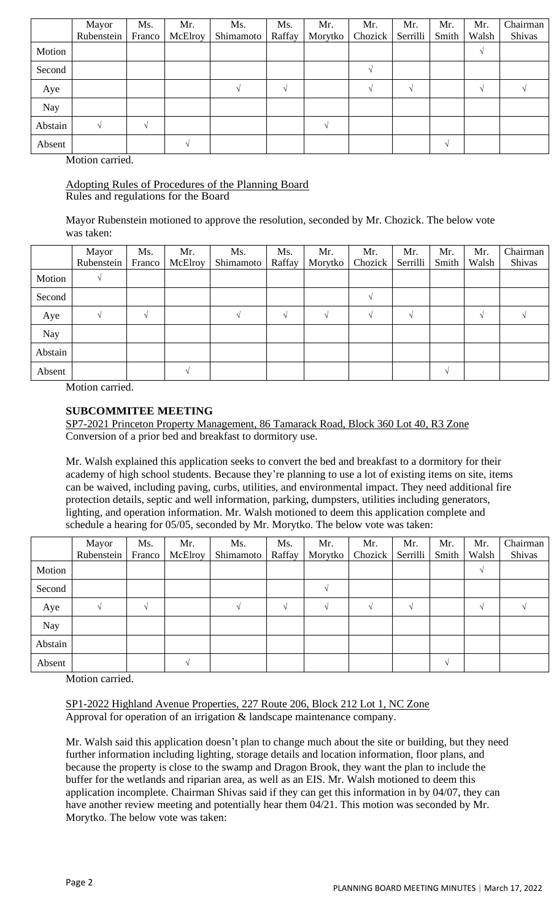| | Mayor Rubenstein | Ms. Franco | Mr. McElroy | Ms. Shimamoto | Ms. Raffay | Mr. Morytko | Mr. Chozick | Mr. Serrilli | Mr. Smith | Mr. Walsh | Chairman Shivas |
|---|---|---|---|---|---|---|---|---|---|---|---|
| Motion | | | | | | | | | | √ | |
| Second | | | | | | | √ | | | | |
| Aye | | | | √ | √ | | √ | √ | | √ | √ |
| Nay | | | | | | | | | | | |
| Abstain | √ | √ | | | | √ | | | | | |
| Absent | | | √ | | | | | | √ | | |

Motion carried.

Adopting Rules of Procedures of the Planning Board
Rules and regulations for the Board

Mayor Rubenstein motioned to approve the resolution, seconded by Mr. Chozick. The below vote was taken:

| | Mayor Rubenstein | Ms. Franco | Mr. McElroy | Ms. Shimamoto | Ms. Raffay | Mr. Morytko | Mr. Chozick | Mr. Serrilli | Mr. Smith | Mr. Walsh | Chairman Shivas |
|---|---|---|---|---|---|---|---|---|---|---|---|
| Motion | √ | | | | | | | | | | |
| Second | | | | | | | √ | | | | |
| Aye | √ | √ | | √ | √ | √ | √ | √ | | √ | √ |
| Nay | | | | | | | | | | | |
| Abstain | | | | | | | | | | | |
| Absent | | | √ | | | | | | √ | | |

Motion carried.

**SUBCOMMITEE MEETING**

SP7-2021 Princeton Property Management, 86 Tamarack Road, Block 360 Lot 40, R3 Zone
Conversion of a prior bed and breakfast to dormitory use.

Mr. Walsh explained this application seeks to convert the bed and breakfast to a dormitory for their academy of high school students. Because they're planning to use a lot of existing items on site, items can be waived, including paving, curbs, utilities, and environmental impact. They need additional fire protection details, septic and well information, parking, dumpsters, utilities including generators, lighting, and operation information. Mr. Walsh motioned to deem this application complete and schedule a hearing for 05/05, seconded by Mr. Morytko. The below vote was taken:

| | Mayor Rubenstein | Ms. Franco | Mr. McElroy | Ms. Shimamoto | Ms. Raffay | Mr. Morytko | Mr. Chozick | Mr. Serrilli | Mr. Smith | Mr. Walsh | Chairman Shivas |
|---|---|---|---|---|---|---|---|---|---|---|---|
| Motion | | | | | | | | | | √ | |
| Second | | | | | | √ | | | | | |
| Aye | √ | √ | | √ | √ | √ | √ | √ | | √ | √ |
| Nay | | | | | | | | | | | |
| Abstain | | | | | | | | | | | |
| Absent | | | √ | | | | | | √ | | |

Motion carried.

SP1-2022 Highland Avenue Properties, 227 Route 206, Block 212 Lot 1, NC Zone
Approval for operation of an irrigation & landscape maintenance company.

Mr. Walsh said this application doesn't plan to change much about the site or building, but they need further information including lighting, storage details and location information, floor plans, and because the property is close to the swamp and Dragon Brook, they want the plan to include the buffer for the wetlands and riparian area, as well as an EIS. Mr. Walsh motioned to deem this application incomplete. Chairman Shivas said if they can get this information in by 04/07, they can have another review meeting and potentially hear them 04/21. This motion was seconded by Mr. Morytko. The below vote was taken: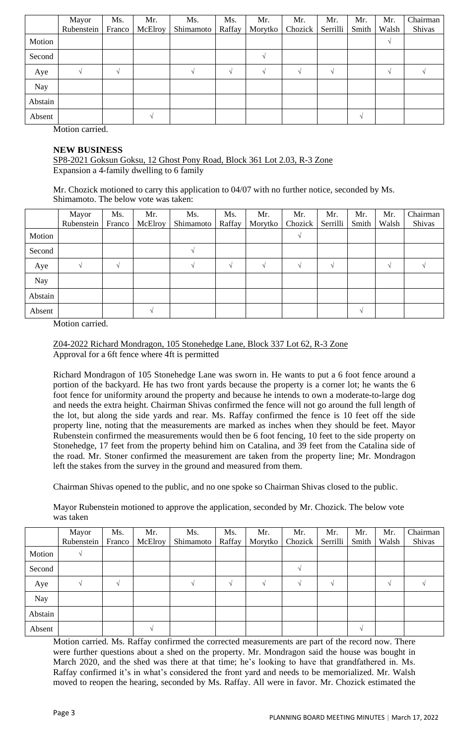| | Mayor Rubenstein | Ms. Franco | Mr. McElroy | Ms. Shimamoto | Ms. Raffay | Mr. Morytko | Mr. Chozick | Mr. Serrilli | Mr. Smith | Mr. Walsh | Chairman Shivas |
|---|---|---|---|---|---|---|---|---|---|---|---|
| Motion | | | | | | | | | | √ | |
| Second | | | | | | √ | | | | | |
| Aye | √ | √ | | √ | √ | √ | √ | √ | | √ | √ |
| Nay | | | | | | | | | | | |
| Abstain | | | | | | | | | | | |
| Absent | | | √ | | | | | | √ | | |

Motion carried.

**NEW BUSINESS**

SP8-2021 Goksun Goksu, 12 Ghost Pony Road, Block 361 Lot 2.03, R-3 Zone
Expansion a 4-family dwelling to 6 family

Mr. Chozick motioned to carry this application to 04/07 with no further notice, seconded by Ms. Shimamoto. The below vote was taken:

| | Mayor Rubenstein | Ms. Franco | Mr. McElroy | Ms. Shimamoto | Ms. Raffay | Mr. Morytko | Mr. Chozick | Mr. Serrilli | Mr. Smith | Mr. Walsh | Chairman Shivas |
|---|---|---|---|---|---|---|---|---|---|---|---|
| Motion | | | | | | | √ | | | | |
| Second | | | | √ | | | | | | | |
| Aye | √ | √ | | √ | √ | √ | √ | √ | | √ | √ |
| Nay | | | | | | | | | | | |
| Abstain | | | | | | | | | | | |
| Absent | | | √ | | | | | | √ | | |

Motion carried.

Z04-2022 Richard Mondragon, 105 Stonehedge Lane, Block 337 Lot 62, R-3 Zone
Approval for a 6ft fence where 4ft is permitted

Richard Mondragon of 105 Stonehedge Lane was sworn in. He wants to put a 6 foot fence around a portion of the backyard. He has two front yards because the property is a corner lot; he wants the 6 foot fence for uniformity around the property and because he intends to own a moderate-to-large dog and needs the extra height. Chairman Shivas confirmed the fence will not go around the full length of the lot, but along the side yards and rear. Ms. Raffay confirmed the fence is 10 feet off the side property line, noting that the measurements are marked as inches when they should be feet. Mayor Rubenstein confirmed the measurements would then be 6 foot fencing, 10 feet to the side property on Stonehedge, 17 feet from the property behind him on Catalina, and 39 feet from the Catalina side of the road. Mr. Stoner confirmed the measurement are taken from the property line; Mr. Mondragon left the stakes from the survey in the ground and measured from them.

Chairman Shivas opened to the public, and no one spoke so Chairman Shivas closed to the public.

Mayor Rubenstein motioned to approve the application, seconded by Mr. Chozick. The below vote was taken

| | Mayor Rubenstein | Ms. Franco | Mr. McElroy | Ms. Shimamoto | Ms. Raffay | Mr. Morytko | Mr. Chozick | Mr. Serrilli | Mr. Smith | Mr. Walsh | Chairman Shivas |
|---|---|---|---|---|---|---|---|---|---|---|---|
| Motion | √ | | | | | | | | | | |
| Second | | | | | | | √ | | | | |
| Aye | √ | √ | | √ | √ | √ | √ | √ | | √ | √ |
| Nay | | | | | | | | | | | |
| Abstain | | | | | | | | | | | |
| Absent | | | √ | | | | | | √ | | |

Motion carried. Ms. Raffay confirmed the corrected measurements are part of the record now. There were further questions about a shed on the property. Mr. Mondragon said the house was bought in March 2020, and the shed was there at that time; he's looking to have that grandfathered in. Ms. Raffay confirmed it's in what's considered the front yard and needs to be memorialized. Mr. Walsh moved to reopen the hearing, seconded by Ms. Raffay. All were in favor. Mr. Chozick estimated the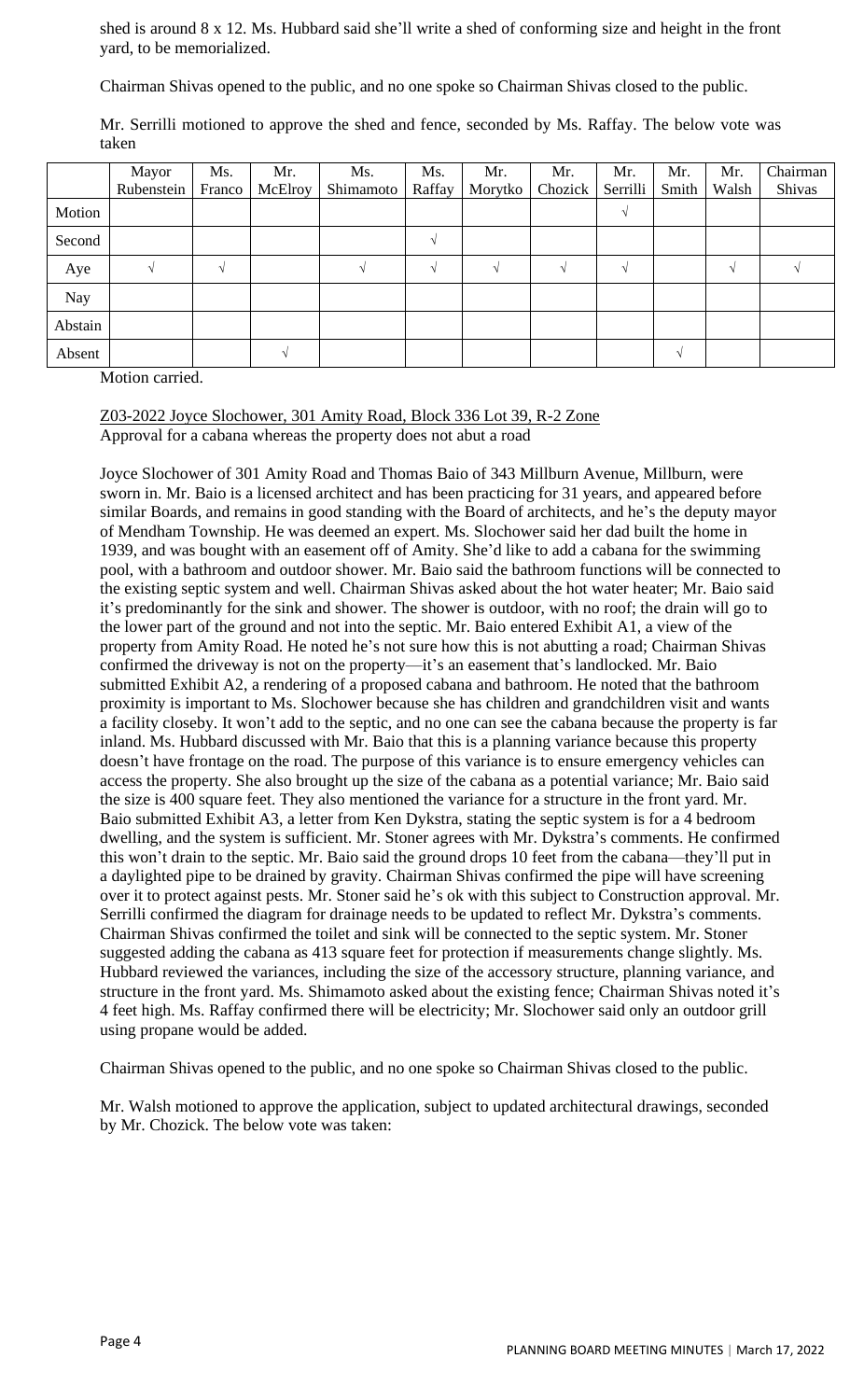shed is around 8 x 12. Ms. Hubbard said she'll write a shed of conforming size and height in the front yard, to be memorialized.

Chairman Shivas opened to the public, and no one spoke so Chairman Shivas closed to the public.

Mr. Serrilli motioned to approve the shed and fence, seconded by Ms. Raffay. The below vote was taken

| | Mayor Rubenstein | Ms. Franco | Mr. McElroy | Ms. Shimamoto | Ms. Raffay | Mr. Morytko | Mr. Chozick | Mr. Serrilli | Mr. Smith | Mr. Walsh | Chairman Shivas |
|---|---|---|---|---|---|---|---|---|---|---|---|
| Motion | | | | | | | | √ | | | |
| Second | | | | | √ | | | | | | |
| Aye | √ | √ | | √ | √ | √ | √ | √ | | √ | √ |
| Nay | | | | | | | | | | | |
| Abstain | | | | | | | | | | | |
| Absent | | | √ | | | | | | √ | | |

Motion carried.

Z03-2022 Joyce Slochower, 301 Amity Road, Block 336 Lot 39, R-2 Zone
Approval for a cabana whereas the property does not abut a road

Joyce Slochower of 301 Amity Road and Thomas Baio of 343 Millburn Avenue, Millburn, were sworn in. Mr. Baio is a licensed architect and has been practicing for 31 years, and appeared before similar Boards, and remains in good standing with the Board of architects, and he's the deputy mayor of Mendham Township. He was deemed an expert. Ms. Slochower said her dad built the home in 1939, and was bought with an easement off of Amity. She'd like to add a cabana for the swimming pool, with a bathroom and outdoor shower. Mr. Baio said the bathroom functions will be connected to the existing septic system and well. Chairman Shivas asked about the hot water heater; Mr. Baio said it's predominantly for the sink and shower. The shower is outdoor, with no roof; the drain will go to the lower part of the ground and not into the septic. Mr. Baio entered Exhibit A1, a view of the property from Amity Road. He noted he's not sure how this is not abutting a road; Chairman Shivas confirmed the driveway is not on the property—it's an easement that's landlocked. Mr. Baio submitted Exhibit A2, a rendering of a proposed cabana and bathroom. He noted that the bathroom proximity is important to Ms. Slochower because she has children and grandchildren visit and wants a facility closeby. It won't add to the septic, and no one can see the cabana because the property is far inland. Ms. Hubbard discussed with Mr. Baio that this is a planning variance because this property doesn't have frontage on the road. The purpose of this variance is to ensure emergency vehicles can access the property. She also brought up the size of the cabana as a potential variance; Mr. Baio said the size is 400 square feet. They also mentioned the variance for a structure in the front yard. Mr. Baio submitted Exhibit A3, a letter from Ken Dykstra, stating the septic system is for a 4 bedroom dwelling, and the system is sufficient. Mr. Stoner agrees with Mr. Dykstra's comments. He confirmed this won't drain to the septic. Mr. Baio said the ground drops 10 feet from the cabana—they'll put in a daylighted pipe to be drained by gravity. Chairman Shivas confirmed the pipe will have screening over it to protect against pests. Mr. Stoner said he's ok with this subject to Construction approval. Mr. Serrilli confirmed the diagram for drainage needs to be updated to reflect Mr. Dykstra's comments. Chairman Shivas confirmed the toilet and sink will be connected to the septic system. Mr. Stoner suggested adding the cabana as 413 square feet for protection if measurements change slightly. Ms. Hubbard reviewed the variances, including the size of the accessory structure, planning variance, and structure in the front yard. Ms. Shimamoto asked about the existing fence; Chairman Shivas noted it's 4 feet high. Ms. Raffay confirmed there will be electricity; Mr. Slochower said only an outdoor grill using propane would be added.

Chairman Shivas opened to the public, and no one spoke so Chairman Shivas closed to the public.

Mr. Walsh motioned to approve the application, subject to updated architectural drawings, seconded by Mr. Chozick. The below vote was taken: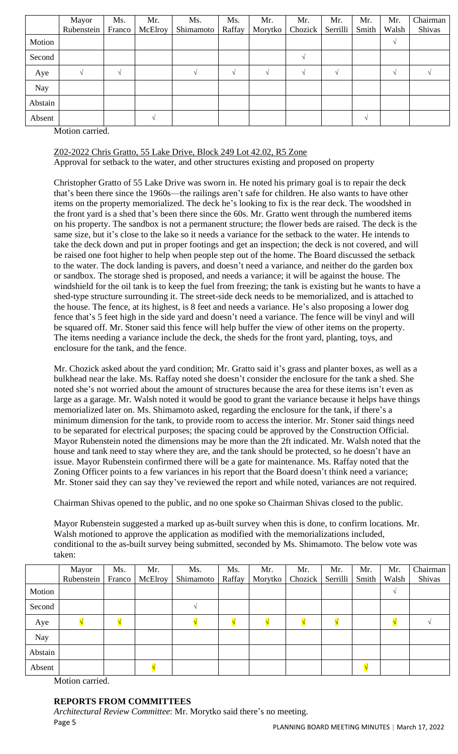|  | Mayor Rubenstein | Ms. Franco | Mr. McElroy | Ms. Shimamoto | Ms. Raffay | Mr. Morytko | Mr. Chozick | Mr. Serrilli | Mr. Smith | Mr. Walsh | Chairman Shivas |
|---|---|---|---|---|---|---|---|---|---|---|---|
| Motion |  |  |  |  |  |  |  |  |  | √ |  |
| Second |  |  |  |  |  |  | √ |  |  |  |  |
| Aye | √ | √ |  | √ | √ | √ | √ | √ |  | √ | √ |
| Nay |  |  |  |  |  |  |  |  |  |  |  |
| Abstain |  |  |  |  |  |  |  |  |  |  |  |
| Absent |  |  | √ |  |  |  |  |  | √ |  |  |

Motion carried.

Z02-2022 Chris Gratto, 55 Lake Drive, Block 249 Lot 42.02, R5 Zone
Approval for setback to the water, and other structures existing and proposed on property

Christopher Gratto of 55 Lake Drive was sworn in. He noted his primary goal is to repair the deck that's been there since the 1960s—the railings aren't safe for children. He also wants to have other items on the property memorialized. The deck he's looking to fix is the rear deck. The woodshed in the front yard is a shed that's been there since the 60s. Mr. Gratto went through the numbered items on his property. The sandbox is not a permanent structure; the flower beds are raised. The deck is the same size, but it's close to the lake so it needs a variance for the setback to the water. He intends to take the deck down and put in proper footings and get an inspection; the deck is not covered, and will be raised one foot higher to help when people step out of the home. The Board discussed the setback to the water. The dock landing is pavers, and doesn't need a variance, and neither do the garden box or sandbox. The storage shed is proposed, and needs a variance; it will be against the house. The windshield for the oil tank is to keep the fuel from freezing; the tank is existing but he wants to have a shed-type structure surrounding it. The street-side deck needs to be memorialized, and is attached to the house. The fence, at its highest, is 8 feet and needs a variance. He's also proposing a lower dog fence that's 5 feet high in the side yard and doesn't need a variance. The fence will be vinyl and will be squared off. Mr. Stoner said this fence will help buffer the view of other items on the property. The items needing a variance include the deck, the sheds for the front yard, planting, toys, and enclosure for the tank, and the fence.

Mr. Chozick asked about the yard condition; Mr. Gratto said it's grass and planter boxes, as well as a bulkhead near the lake. Ms. Raffay noted she doesn't consider the enclosure for the tank a shed. She noted she's not worried about the amount of structures because the area for these items isn't even as large as a garage. Mr. Walsh noted it would be good to grant the variance because it helps have things memorialized later on. Ms. Shimamoto asked, regarding the enclosure for the tank, if there's a minimum dimension for the tank, to provide room to access the interior. Mr. Stoner said things need to be separated for electrical purposes; the spacing could be approved by the Construction Official. Mayor Rubenstein noted the dimensions may be more than the 2ft indicated. Mr. Walsh noted that the house and tank need to stay where they are, and the tank should be protected, so he doesn't have an issue. Mayor Rubenstein confirmed there will be a gate for maintenance. Ms. Raffay noted that the Zoning Officer points to a few variances in his report that the Board doesn't think need a variance; Mr. Stoner said they can say they've reviewed the report and while noted, variances are not required.

Chairman Shivas opened to the public, and no one spoke so Chairman Shivas closed to the public.

Mayor Rubenstein suggested a marked up as-built survey when this is done, to confirm locations. Mr. Walsh motioned to approve the application as modified with the memorializations included, conditional to the as-built survey being submitted, seconded by Ms. Shimamoto. The below vote was taken:

|  | Mayor Rubenstein | Ms. Franco | Mr. McElroy | Ms. Shimamoto | Ms. Raffay | Mr. Morytko | Mr. Chozick | Mr. Serrilli | Mr. Smith | Mr. Walsh | Chairman Shivas |
|---|---|---|---|---|---|---|---|---|---|---|---|
| Motion |  |  |  |  |  |  |  |  |  | √ |  |
| Second |  |  |  | √ |  |  |  |  |  |  |  |
| Aye | √ | √ |  | √ | √ | √ | √ | √ |  | √ | √ |
| Nay |  |  |  |  |  |  |  |  |  |  |  |
| Abstain |  |  |  |  |  |  |  |  |  |  |  |
| Absent |  |  | √ |  |  |  |  |  | √ |  |  |

Motion carried.

## REPORTS FROM COMMITTEES

*Architectural Review Committee*: Mr. Morytko said there's no meeting.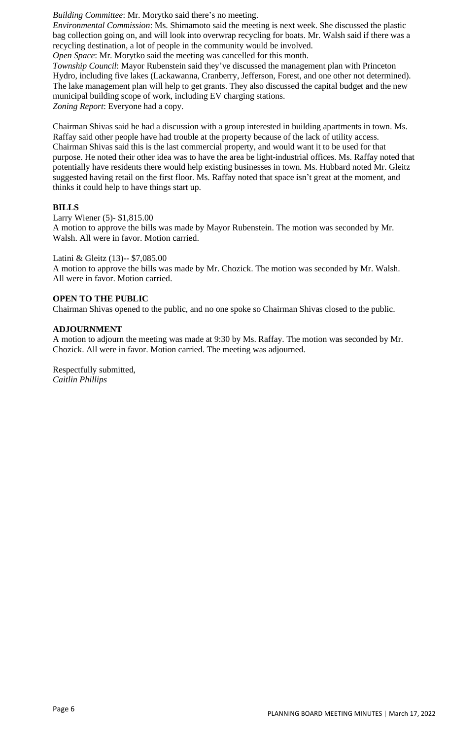*Building Committee*: Mr. Morytko said there's no meeting.

*Environmental Commission*: Ms. Shimamoto said the meeting is next week. She discussed the plastic bag collection going on, and will look into overwrap recycling for boats. Mr. Walsh said if there was a recycling destination, a lot of people in the community would be involved.

*Open Space*: Mr. Morytko said the meeting was cancelled for this month.

*Township Council*: Mayor Rubenstein said they've discussed the management plan with Princeton Hydro, including five lakes (Lackawanna, Cranberry, Jefferson, Forest, and one other not determined). The lake management plan will help to get grants. They also discussed the capital budget and the new municipal building scope of work, including EV charging stations.

*Zoning Report*: Everyone had a copy.

Chairman Shivas said he had a discussion with a group interested in building apartments in town. Ms. Raffay said other people have had trouble at the property because of the lack of utility access. Chairman Shivas said this is the last commercial property, and would want it to be used for that purpose. He noted their other idea was to have the area be light-industrial offices. Ms. Raffay noted that potentially have residents there would help existing businesses in town. Ms. Hubbard noted Mr. Gleitz suggested having retail on the first floor. Ms. Raffay noted that space isn't great at the moment, and thinks it could help to have things start up.

**BILLS**

Larry Wiener (5)- $1,815.00

A motion to approve the bills was made by Mayor Rubenstein. The motion was seconded by Mr. Walsh. All were in favor. Motion carried.

Latini & Gleitz (13)-- $7,085.00

A motion to approve the bills was made by Mr. Chozick. The motion was seconded by Mr. Walsh. All were in favor. Motion carried.

**OPEN TO THE PUBLIC**

Chairman Shivas opened to the public, and no one spoke so Chairman Shivas closed to the public.

**ADJOURNMENT**

A motion to adjourn the meeting was made at 9:30 by Ms. Raffay. The motion was seconded by Mr. Chozick. All were in favor. Motion carried. The meeting was adjourned.

Respectfully submitted,
*Caitlin Phillips*